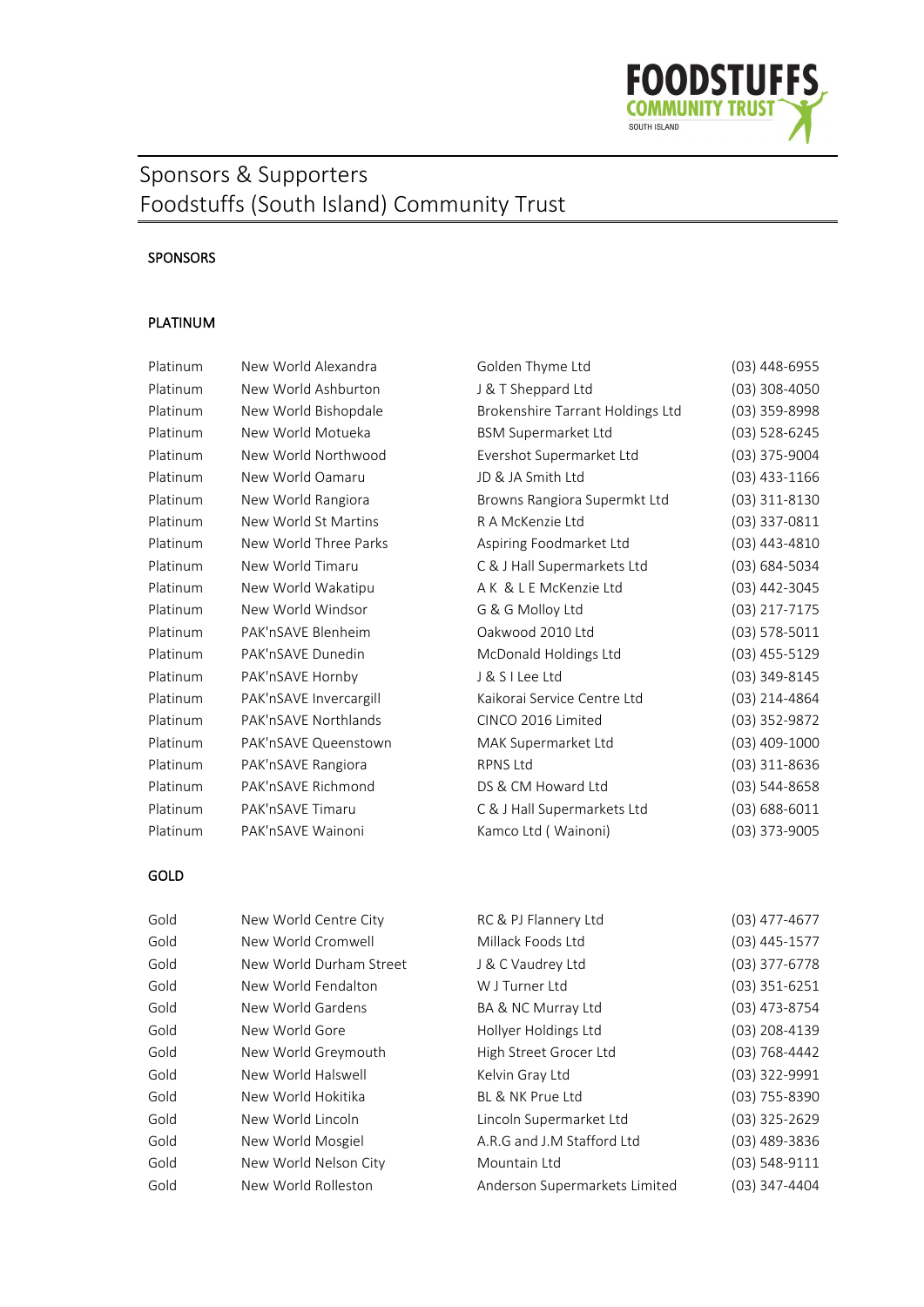FOODSTUFFS COMMUNITY TRUST SOUTH ISLAND

# Sponsors & Supporters
# Foodstuffs (South Island) Community Trust

## SPONSORS

### PLATINUM

| | | | |
|---|---|---|---|
| Platinum | New World Alexandra | Golden Thyme Ltd | (03) 448-6955 |
| Platinum | New World Ashburton | J & T Sheppard Ltd | (03) 308-4050 |
| Platinum | New World Bishopdale | Brokenshire Tarrant Holdings Ltd | (03) 359-8998 |
| Platinum | New World Motueka | BSM Supermarket Ltd | (03) 528-6245 |
| Platinum | New World Northwood | Evershot Supermarket Ltd | (03) 375-9004 |
| Platinum | New World Oamaru | JD & JA Smith Ltd | (03) 433-1166 |
| Platinum | New World Rangiora | Browns Rangiora Supermkt Ltd | (03) 311-8130 |
| Platinum | New World St Martins | R A McKenzie Ltd | (03) 337-0811 |
| Platinum | New World Three Parks | Aspiring Foodmarket Ltd | (03) 443-4810 |
| Platinum | New World Timaru | C & J Hall Supermarkets Ltd | (03) 684-5034 |
| Platinum | New World Wakatipu | A K & L E McKenzie Ltd | (03) 442-3045 |
| Platinum | New World Windsor | G & G Molloy Ltd | (03) 217-7175 |
| Platinum | PAK'nSAVE Blenheim | Oakwood 2010 Ltd | (03) 578-5011 |
| Platinum | PAK'nSAVE Dunedin | McDonald Holdings Ltd | (03) 455-5129 |
| Platinum | PAK'nSAVE Hornby | J & S I Lee Ltd | (03) 349-8145 |
| Platinum | PAK'nSAVE Invercargill | Kaikorai Service Centre Ltd | (03) 214-4864 |
| Platinum | PAK'nSAVE Northlands | CINCO 2016 Limited | (03) 352-9872 |
| Platinum | PAK'nSAVE Queenstown | MAK Supermarket Ltd | (03) 409-1000 |
| Platinum | PAK'nSAVE Rangiora | RPNS Ltd | (03) 311-8636 |
| Platinum | PAK'nSAVE Richmond | DS & CM Howard Ltd | (03) 544-8658 |
| Platinum | PAK'nSAVE Timaru | C & J Hall Supermarkets Ltd | (03) 688-6011 |
| Platinum | PAK'nSAVE Wainoni | Kamco Ltd ( Wainoni) | (03) 373-9005 |

### GOLD

| | | | |
|---|---|---|---|
| Gold | New World Centre City | RC & PJ Flannery Ltd | (03) 477-4677 |
| Gold | New World Cromwell | Millack Foods Ltd | (03) 445-1577 |
| Gold | New World Durham Street | J & C Vaudrey Ltd | (03) 377-6778 |
| Gold | New World Fendalton | W J Turner Ltd | (03) 351-6251 |
| Gold | New World Gardens | BA & NC Murray Ltd | (03) 473-8754 |
| Gold | New World Gore | Hollyer Holdings Ltd | (03) 208-4139 |
| Gold | New World Greymouth | High Street Grocer Ltd | (03) 768-4442 |
| Gold | New World Halswell | Kelvin Gray Ltd | (03) 322-9991 |
| Gold | New World Hokitika | BL & NK Prue Ltd | (03) 755-8390 |
| Gold | New World Lincoln | Lincoln Supermarket Ltd | (03) 325-2629 |
| Gold | New World Mosgiel | A.R.G and J.M Stafford Ltd | (03) 489-3836 |
| Gold | New World Nelson City | Mountain Ltd | (03) 548-9111 |
| Gold | New World Rolleston | Anderson Supermarkets Limited | (03) 347-4404 |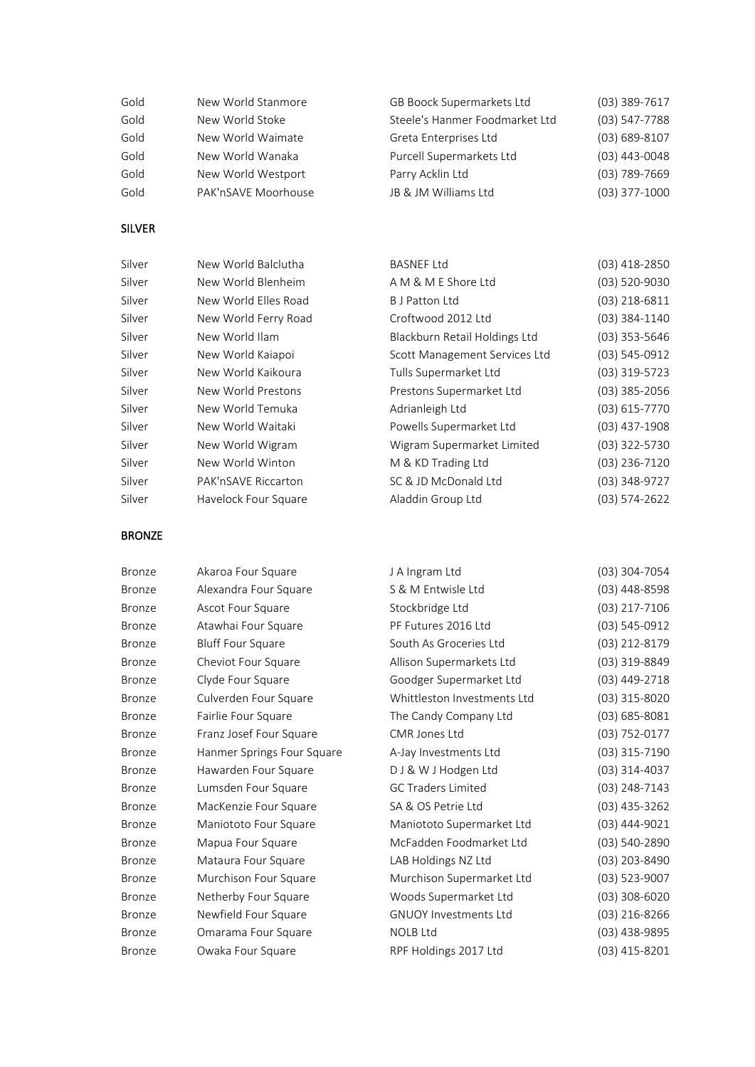| | | | |
|---|---|---|---|
| Gold | New World Stanmore | GB Boock Supermarkets Ltd | (03) 389-7617 |
| Gold | New World Stoke | Steele's Hanmer Foodmarket Ltd | (03) 547-7788 |
| Gold | New World Waimate | Greta Enterprises Ltd | (03) 689-8107 |
| Gold | New World Wanaka | Purcell Supermarkets Ltd | (03) 443-0048 |
| Gold | New World Westport | Parry Acklin Ltd | (03) 789-7669 |
| Gold | PAK'nSAVE Moorhouse | JB & JM Williams Ltd | (03) 377-1000 |

## SILVER

| | | | |
|---|---|---|---|
| Silver | New World Balclutha | BASNEF Ltd | (03) 418-2850 |
| Silver | New World Blenheim | A M & M E Shore Ltd | (03) 520-9030 |
| Silver | New World Elles Road | B J Patton Ltd | (03) 218-6811 |
| Silver | New World Ferry Road | Croftwood 2012 Ltd | (03) 384-1140 |
| Silver | New World Ilam | Blackburn Retail Holdings Ltd | (03) 353-5646 |
| Silver | New World Kaiapoi | Scott Management Services Ltd | (03) 545-0912 |
| Silver | New World Kaikoura | Tulls Supermarket Ltd | (03) 319-5723 |
| Silver | New World Prestons | Prestons Supermarket Ltd | (03) 385-2056 |
| Silver | New World Temuka | Adrianleigh Ltd | (03) 615-7770 |
| Silver | New World Waitaki | Powells Supermarket Ltd | (03) 437-1908 |
| Silver | New World Wigram | Wigram Supermarket Limited | (03) 322-5730 |
| Silver | New World Winton | M & KD Trading Ltd | (03) 236-7120 |
| Silver | PAK'nSAVE Riccarton | SC & JD McDonald Ltd | (03) 348-9727 |
| Silver | Havelock Four Square | Aladdin Group Ltd | (03) 574-2622 |

## BRONZE

| | | | |
|---|---|---|---|
| Bronze | Akaroa Four Square | J A Ingram Ltd | (03) 304-7054 |
| Bronze | Alexandra Four Square | S & M Entwisle Ltd | (03) 448-8598 |
| Bronze | Ascot Four Square | Stockbridge Ltd | (03) 217-7106 |
| Bronze | Atawhai Four Square | PF Futures 2016 Ltd | (03) 545-0912 |
| Bronze | Bluff Four Square | South As Groceries Ltd | (03) 212-8179 |
| Bronze | Cheviot Four Square | Allison Supermarkets Ltd | (03) 319-8849 |
| Bronze | Clyde Four Square | Goodger Supermarket Ltd | (03) 449-2718 |
| Bronze | Culverden Four Square | Whittleston Investments Ltd | (03) 315-8020 |
| Bronze | Fairlie Four Square | The Candy Company Ltd | (03) 685-8081 |
| Bronze | Franz Josef Four Square | CMR Jones Ltd | (03) 752-0177 |
| Bronze | Hanmer Springs Four Square | A-Jay Investments Ltd | (03) 315-7190 |
| Bronze | Hawarden Four Square | D J & W J Hodgen Ltd | (03) 314-4037 |
| Bronze | Lumsden Four Square | GC Traders Limited | (03) 248-7143 |
| Bronze | MacKenzie Four Square | SA & OS Petrie Ltd | (03) 435-3262 |
| Bronze | Maniototo Four Square | Maniototo Supermarket Ltd | (03) 444-9021 |
| Bronze | Mapua Four Square | McFadden Foodmarket Ltd | (03) 540-2890 |
| Bronze | Mataura Four Square | LAB Holdings NZ Ltd | (03) 203-8490 |
| Bronze | Murchison Four Square | Murchison Supermarket Ltd | (03) 523-9007 |
| Bronze | Netherby Four Square | Woods Supermarket Ltd | (03) 308-6020 |
| Bronze | Newfield Four Square | GNUOY Investments Ltd | (03) 216-8266 |
| Bronze | Omarama Four Square | NOLB Ltd | (03) 438-9895 |
| Bronze | Owaka Four Square | RPF Holdings 2017 Ltd | (03) 415-8201 |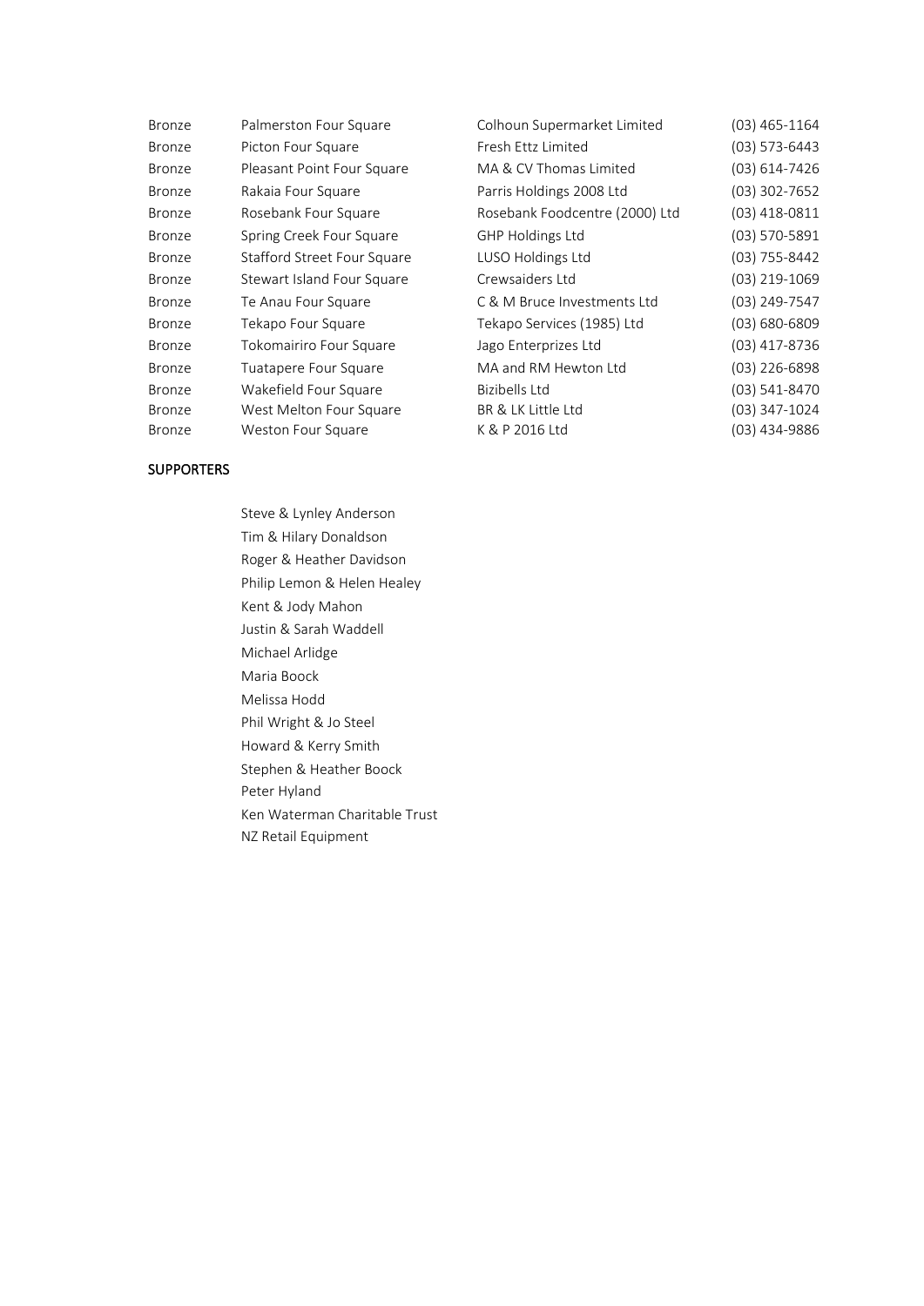| | | | |
|---|---|---|---|
| Bronze | Palmerston Four Square | Colhoun Supermarket Limited | (03) 465-1164 |
| Bronze | Picton Four Square | Fresh Ettz Limited | (03) 573-6443 |
| Bronze | Pleasant Point Four Square | MA & CV Thomas Limited | (03) 614-7426 |
| Bronze | Rakaia Four Square | Parris Holdings 2008 Ltd | (03) 302-7652 |
| Bronze | Rosebank Four Square | Rosebank Foodcentre (2000) Ltd | (03) 418-0811 |
| Bronze | Spring Creek Four Square | GHP Holdings Ltd | (03) 570-5891 |
| Bronze | Stafford Street Four Square | LUSO Holdings Ltd | (03) 755-8442 |
| Bronze | Stewart Island Four Square | Crewsaiders Ltd | (03) 219-1069 |
| Bronze | Te Anau Four Square | C & M Bruce Investments Ltd | (03) 249-7547 |
| Bronze | Tekapo Four Square | Tekapo Services (1985) Ltd | (03) 680-6809 |
| Bronze | Tokomairiro Four Square | Jago Enterprizes Ltd | (03) 417-8736 |
| Bronze | Tuatapere Four Square | MA and RM Hewton Ltd | (03) 226-6898 |
| Bronze | Wakefield Four Square | Bizibells Ltd | (03) 541-8470 |
| Bronze | West Melton Four Square | BR & LK Little Ltd | (03) 347-1024 |
| Bronze | Weston Four Square | K & P 2016 Ltd | (03) 434-9886 |

**SUPPORTERS**

Steve & Lynley Anderson
Tim & Hilary Donaldson
Roger & Heather Davidson
Philip Lemon & Helen Healey
Kent & Jody Mahon
Justin & Sarah Waddell
Michael Arlidge
Maria Boock
Melissa Hodd
Phil Wright & Jo Steel
Howard & Kerry Smith
Stephen & Heather Boock
Peter Hyland
Ken Waterman Charitable Trust
NZ Retail Equipment